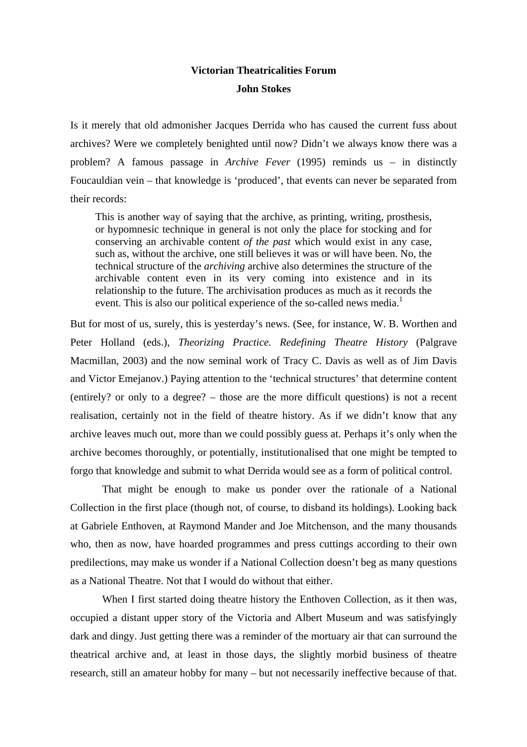# Victorian Theatricalities Forum

## John Stokes

Is it merely that old admonisher Jacques Derrida who has caused the current fuss about archives? Were we completely benighted until now? Didn't we always know there was a problem? A famous passage in *Archive Fever* (1995) reminds us – in distinctly Foucauldian vein – that knowledge is 'produced', that events can never be separated from their records:

> This is another way of saying that the archive, as printing, writing, prosthesis, or hypomnesic technique in general is not only the place for stocking and for conserving an archivable content *of the past* which would exist in any case, such as, without the archive, one still believes it was or will have been. No, the technical structure of the *archiving* archive also determines the structure of the archivable content even in its very coming into existence and in its relationship to the future. The archivisation produces as much as it records the event. This is also our political experience of the so-called news media.[1]

But for most of us, surely, this is yesterday's news. (See, for instance, W. B. Worthen and Peter Holland (eds.), *Theorizing Practice. Redefining Theatre History* (Palgrave Macmillan, 2003) and the now seminal work of Tracy C. Davis as well as of Jim Davis and Victor Emejanov.) Paying attention to the 'technical structures' that determine content (entirely? or only to a degree? – those are the more difficult questions) is not a recent realisation, certainly not in the field of theatre history. As if we didn't know that any archive leaves much out, more than we could possibly guess at. Perhaps it's only when the archive becomes thoroughly, or potentially, institutionalised that one might be tempted to forgo that knowledge and submit to what Derrida would see as a form of political control.

That might be enough to make us ponder over the rationale of a National Collection in the first place (though not, of course, to disband its holdings). Looking back at Gabriele Enthoven, at Raymond Mander and Joe Mitchenson, and the many thousands who, then as now, have hoarded programmes and press cuttings according to their own predilections, may make us wonder if a National Collection doesn't beg as many questions as a National Theatre. Not that I would do without that either.

When I first started doing theatre history the Enthoven Collection, as it then was, occupied a distant upper story of the Victoria and Albert Museum and was satisfyingly dark and dingy. Just getting there was a reminder of the mortuary air that can surround the theatrical archive and, at least in those days, the slightly morbid business of theatre research, still an amateur hobby for many – but not necessarily ineffective because of that.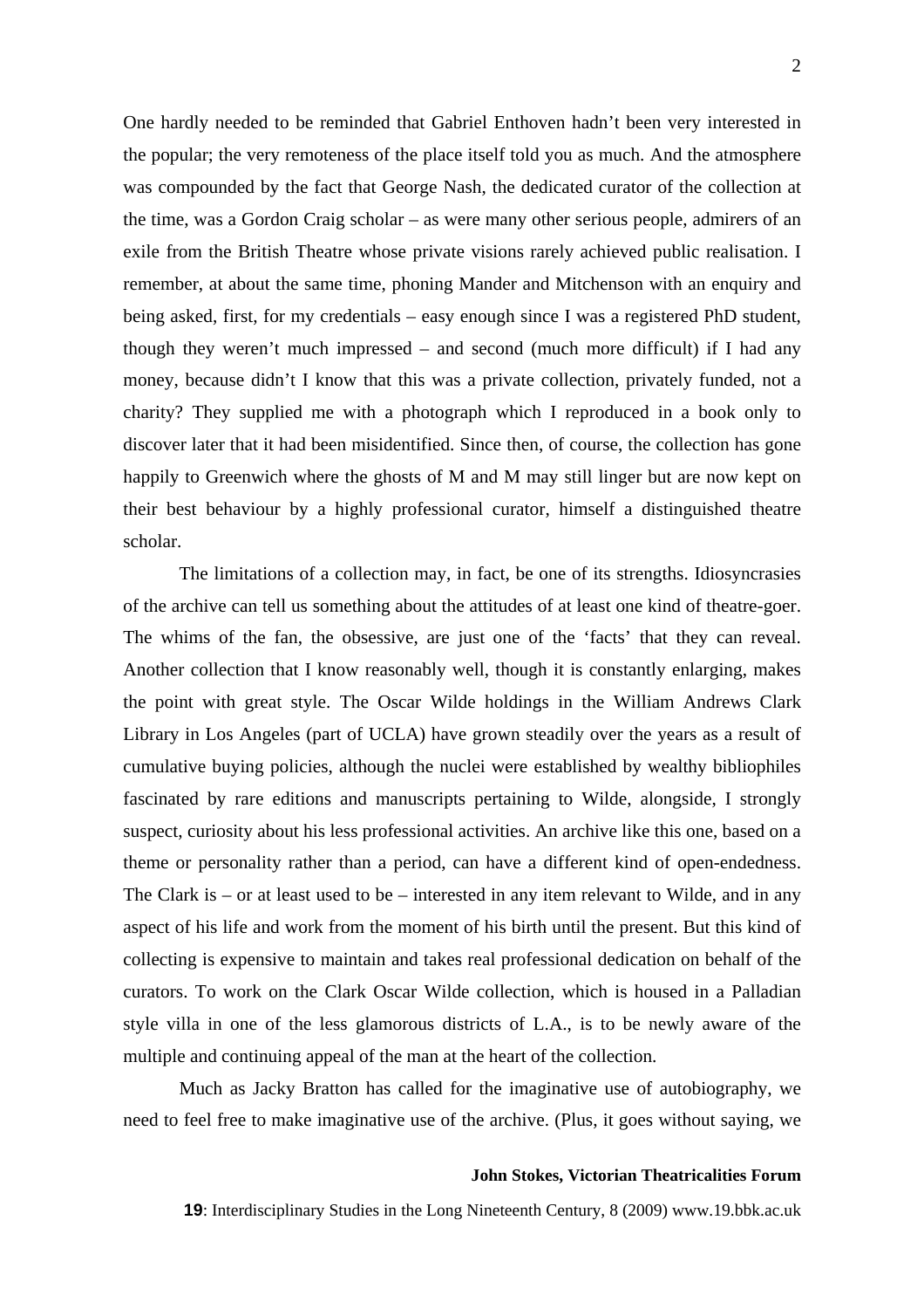One hardly needed to be reminded that Gabriel Enthoven hadn’t been very interested in the popular; the very remoteness of the place itself told you as much. And the atmosphere was compounded by the fact that George Nash, the dedicated curator of the collection at the time, was a Gordon Craig scholar – as were many other serious people, admirers of an exile from the British Theatre whose private visions rarely achieved public realisation. I remember, at about the same time, phoning Mander and Mitchenson with an enquiry and being asked, first, for my credentials – easy enough since I was a registered PhD student, though they weren’t much impressed – and second (much more difficult) if I had any money, because didn’t I know that this was a private collection, privately funded, not a charity? They supplied me with a photograph which I reproduced in a book only to discover later that it had been misidentified. Since then, of course, the collection has gone happily to Greenwich where the ghosts of M and M may still linger but are now kept on their best behaviour by a highly professional curator, himself a distinguished theatre scholar.

The limitations of a collection may, in fact, be one of its strengths. Idiosyncrasies of the archive can tell us something about the attitudes of at least one kind of theatre-goer. The whims of the fan, the obsessive, are just one of the ‘facts’ that they can reveal. Another collection that I know reasonably well, though it is constantly enlarging, makes the point with great style. The Oscar Wilde holdings in the William Andrews Clark Library in Los Angeles (part of UCLA) have grown steadily over the years as a result of cumulative buying policies, although the nuclei were established by wealthy bibliophiles fascinated by rare editions and manuscripts pertaining to Wilde, alongside, I strongly suspect, curiosity about his less professional activities. An archive like this one, based on a theme or personality rather than a period, can have a different kind of open-endedness. The Clark is – or at least used to be – interested in any item relevant to Wilde, and in any aspect of his life and work from the moment of his birth until the present. But this kind of collecting is expensive to maintain and takes real professional dedication on behalf of the curators. To work on the Clark Oscar Wilde collection, which is housed in a Palladian style villa in one of the less glamorous districts of L.A., is to be newly aware of the multiple and continuing appeal of the man at the heart of the collection.

Much as Jacky Bratton has called for the imaginative use of autobiography, we need to feel free to make imaginative use of the archive. (Plus, it goes without saying, we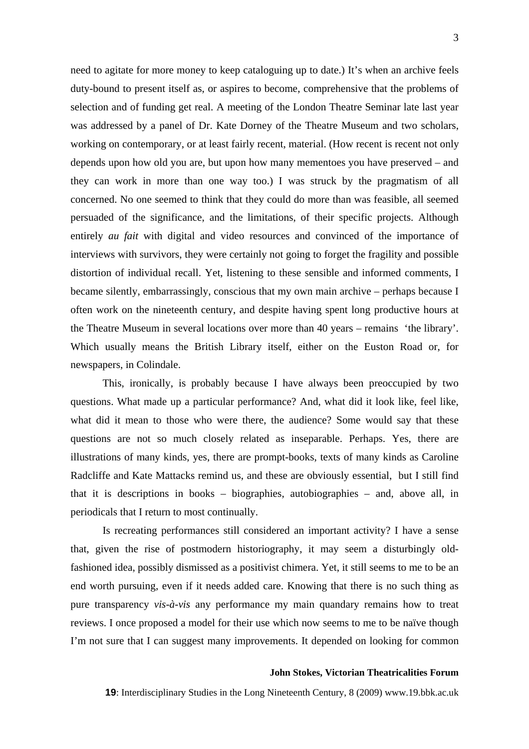need to agitate for more money to keep cataloguing up to date.) It's when an archive feels duty-bound to present itself as, or aspires to become, comprehensive that the problems of selection and of funding get real. A meeting of the London Theatre Seminar late last year was addressed by a panel of Dr. Kate Dorney of the Theatre Museum and two scholars, working on contemporary, or at least fairly recent, material. (How recent is recent not only depends upon how old you are, but upon how many mementoes you have preserved – and they can work in more than one way too.) I was struck by the pragmatism of all concerned. No one seemed to think that they could do more than was feasible, all seemed persuaded of the significance, and the limitations, of their specific projects. Although entirely *au fait* with digital and video resources and convinced of the importance of interviews with survivors, they were certainly not going to forget the fragility and possible distortion of individual recall. Yet, listening to these sensible and informed comments, I became silently, embarrassingly, conscious that my own main archive – perhaps because I often work on the nineteenth century, and despite having spent long productive hours at the Theatre Museum in several locations over more than 40 years – remains 'the library'. Which usually means the British Library itself, either on the Euston Road or, for newspapers, in Colindale.

This, ironically, is probably because I have always been preoccupied by two questions. What made up a particular performance? And, what did it look like, feel like, what did it mean to those who were there, the audience? Some would say that these questions are not so much closely related as inseparable. Perhaps. Yes, there are illustrations of many kinds, yes, there are prompt-books, texts of many kinds as Caroline Radcliffe and Kate Mattacks remind us, and these are obviously essential, but I still find that it is descriptions in books – biographies, autobiographies – and, above all, in periodicals that I return to most continually.

Is recreating performances still considered an important activity? I have a sense that, given the rise of postmodern historiography, it may seem a disturbingly old-fashioned idea, possibly dismissed as a positivist chimera. Yet, it still seems to me to be an end worth pursuing, even if it needs added care. Knowing that there is no such thing as pure transparency *vis-à-vis* any performance my main quandary remains how to treat reviews. I once proposed a model for their use which now seems to me to be naïve though I'm not sure that I can suggest many improvements. It depended on looking for common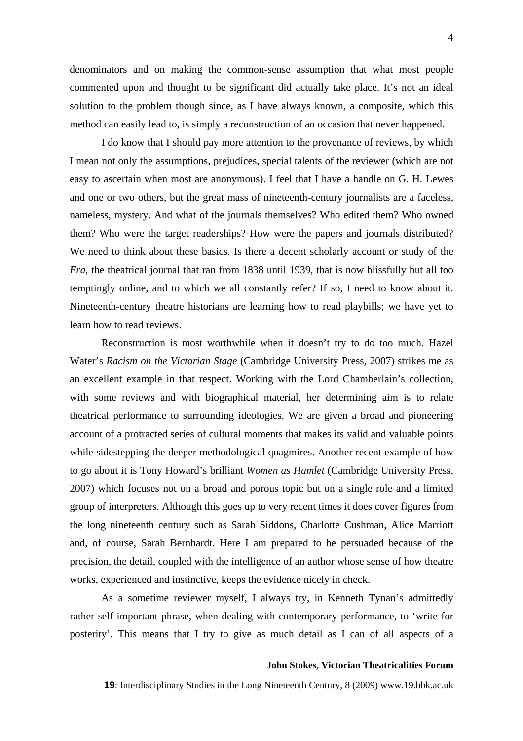denominators and on making the common-sense assumption that what most people commented upon and thought to be significant did actually take place. It's not an ideal solution to the problem though since, as I have always known, a composite, which this method can easily lead to, is simply a reconstruction of an occasion that never happened.

I do know that I should pay more attention to the provenance of reviews, by which I mean not only the assumptions, prejudices, special talents of the reviewer (which are not easy to ascertain when most are anonymous). I feel that I have a handle on G. H. Lewes and one or two others, but the great mass of nineteenth-century journalists are a faceless, nameless, mystery. And what of the journals themselves? Who edited them? Who owned them? Who were the target readerships? How were the papers and journals distributed? We need to think about these basics. Is there a decent scholarly account or study of the *Era*, the theatrical journal that ran from 1838 until 1939, that is now blissfully but all too temptingly online, and to which we all constantly refer? If so, I need to know about it. Nineteenth-century theatre historians are learning how to read playbills; we have yet to learn how to read reviews.

Reconstruction is most worthwhile when it doesn't try to do too much. Hazel Water's *Racism on the Victorian Stage* (Cambridge University Press, 2007) strikes me as an excellent example in that respect. Working with the Lord Chamberlain's collection, with some reviews and with biographical material, her determining aim is to relate theatrical performance to surrounding ideologies. We are given a broad and pioneering account of a protracted series of cultural moments that makes its valid and valuable points while sidestepping the deeper methodological quagmires. Another recent example of how to go about it is Tony Howard's brilliant *Women as Hamlet* (Cambridge University Press, 2007) which focuses not on a broad and porous topic but on a single role and a limited group of interpreters. Although this goes up to very recent times it does cover figures from the long nineteenth century such as Sarah Siddons, Charlotte Cushman, Alice Marriott and, of course, Sarah Bernhardt. Here I am prepared to be persuaded because of the precision, the detail, coupled with the intelligence of an author whose sense of how theatre works, experienced and instinctive, keeps the evidence nicely in check.

As a sometime reviewer myself, I always try, in Kenneth Tynan's admittedly rather self-important phrase, when dealing with contemporary performance, to 'write for posterity'. This means that I try to give as much detail as I can of all aspects of a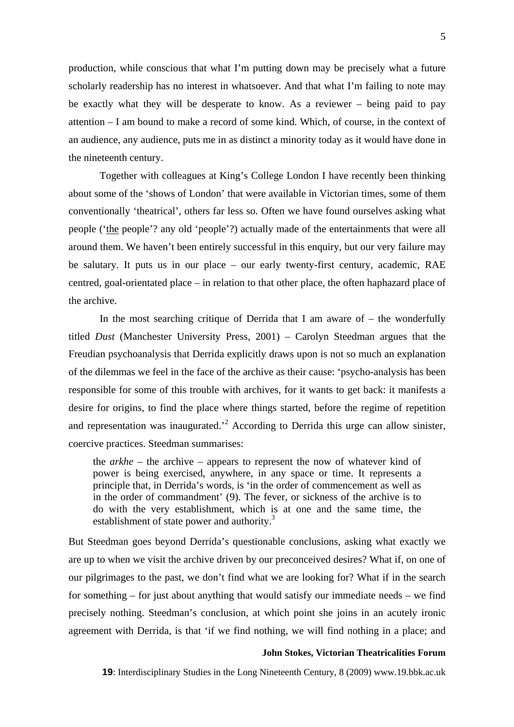production, while conscious that what I'm putting down may be precisely what a future scholarly readership has no interest in whatsoever. And that what I'm failing to note may be exactly what they will be desperate to know. As a reviewer – being paid to pay attention – I am bound to make a record of some kind. Which, of course, in the context of an audience, any audience, puts me in as distinct a minority today as it would have done in the nineteenth century.

Together with colleagues at King's College London I have recently been thinking about some of the 'shows of London' that were available in Victorian times, some of them conventionally 'theatrical', others far less so. Often we have found ourselves asking what people ('the people'? any old 'people'?) actually made of the entertainments that were all around them. We haven't been entirely successful in this enquiry, but our very failure may be salutary. It puts us in our place – our early twenty-first century, academic, RAE centred, goal-orientated place – in relation to that other place, the often haphazard place of the archive.

In the most searching critique of Derrida that I am aware of – the wonderfully titled *Dust* (Manchester University Press, 2001) – Carolyn Steedman argues that the Freudian psychoanalysis that Derrida explicitly draws upon is not so much an explanation of the dilemmas we feel in the face of the archive as their cause: 'psycho-analysis has been responsible for some of this trouble with archives, for it wants to get back: it manifests a desire for origins, to find the place where things started, before the regime of repetition and representation was inaugurated.'[2] According to Derrida this urge can allow sinister, coercive practices. Steedman summarises:

> the *arkhe* – the archive – appears to represent the now of whatever kind of power is being exercised, anywhere, in any space or time. It represents a principle that, in Derrida's words, is 'in the order of commencement as well as in the order of commandment' (9). The fever, or sickness of the archive is to do with the very establishment, which is at one and the same time, the establishment of state power and authority.[3]

But Steedman goes beyond Derrida's questionable conclusions, asking what exactly we are up to when we visit the archive driven by our preconceived desires? What if, on one of our pilgrimages to the past, we don't find what we are looking for? What if in the search for something – for just about anything that would satisfy our immediate needs – we find precisely nothing. Steedman's conclusion, at which point she joins in an acutely ironic agreement with Derrida, is that 'if we find nothing, we will find nothing in a place; and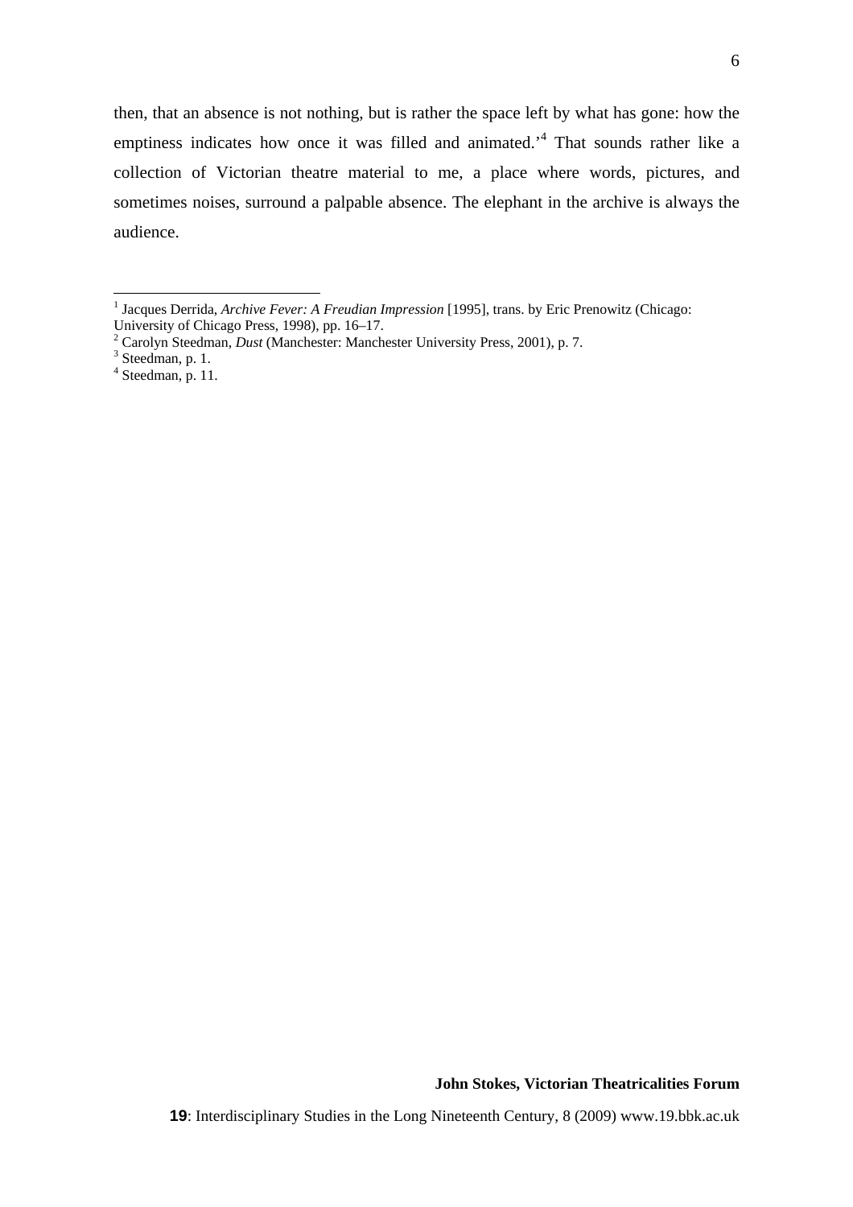then, that an absence is not nothing, but is rather the space left by what has gone: how the emptiness indicates how once it was filled and animated.'[4] That sounds rather like a collection of Victorian theatre material to me, a place where words, pictures, and sometimes noises, surround a palpable absence. The elephant in the archive is always the audience.

---

[1] Jacques Derrida, *Archive Fever: A Freudian Impression* [1995], trans. by Eric Prenowitz (Chicago: University of Chicago Press, 1998), pp. 16–17.
[2] Carolyn Steedman, *Dust* (Manchester: Manchester University Press, 2001), p. 7.
[3] Steedman, p. 1.
[4] Steedman, p. 11.